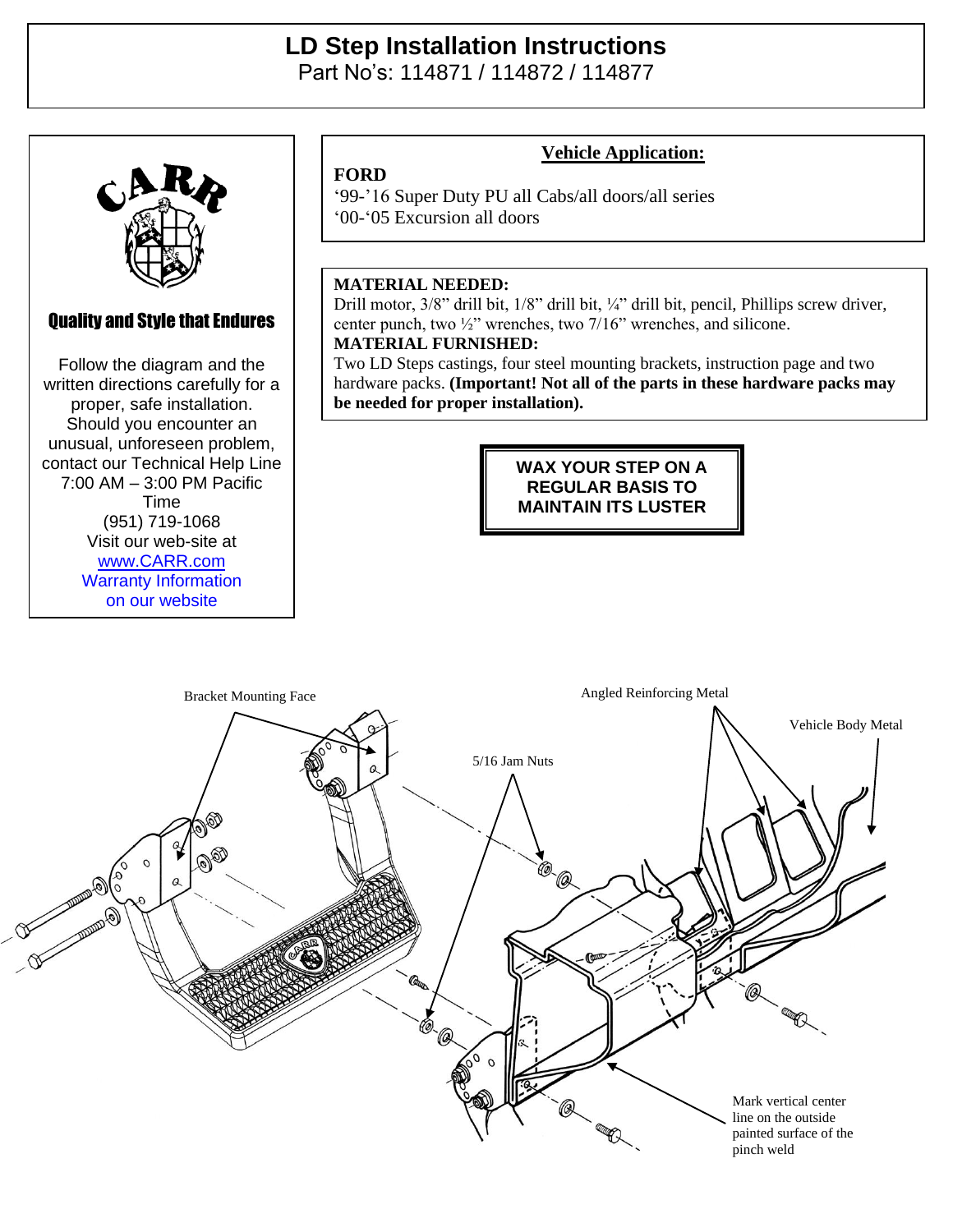# LD Step Installation Instructions

Part No's: 114871 / 114872 / 114877

CARR

**Quality and Style that Endures**

Follow the diagram and the written directions carefully for a proper, safe installation. Should you encounter an unusual, unforeseen problem, contact our Technical Help Line 7:00 AM – 3:00 PM Pacific Time (951) 719-1068 Visit our web-site at www.CARR.com Warranty Information on our website

## Vehicle Application:

**FORD**

'99-'16 Super Duty PU all Cabs/all doors/all series
'00-'05 Excursion all doors

**MATERIAL NEEDED:**

Drill motor, 3/8" drill bit, 1/8" drill bit, ¼" drill bit, pencil, Phillips screw driver, center punch, two ½" wrenches, two 7/16" wrenches, and silicone.

**MATERIAL FURNISHED:**

Two LD Steps castings, four steel mounting brackets, instruction page and two hardware packs. **(Important! Not all of the parts in these hardware packs may be needed for proper installation).**

**WAX YOUR STEP ON A REGULAR BASIS TO MAINTAIN ITS LUSTER**

Bracket Mounting Face

Angled Reinforcing Metal

Vehicle Body Metal

5/16 Jam Nuts

Mark vertical center line on the outside painted surface of the pinch weld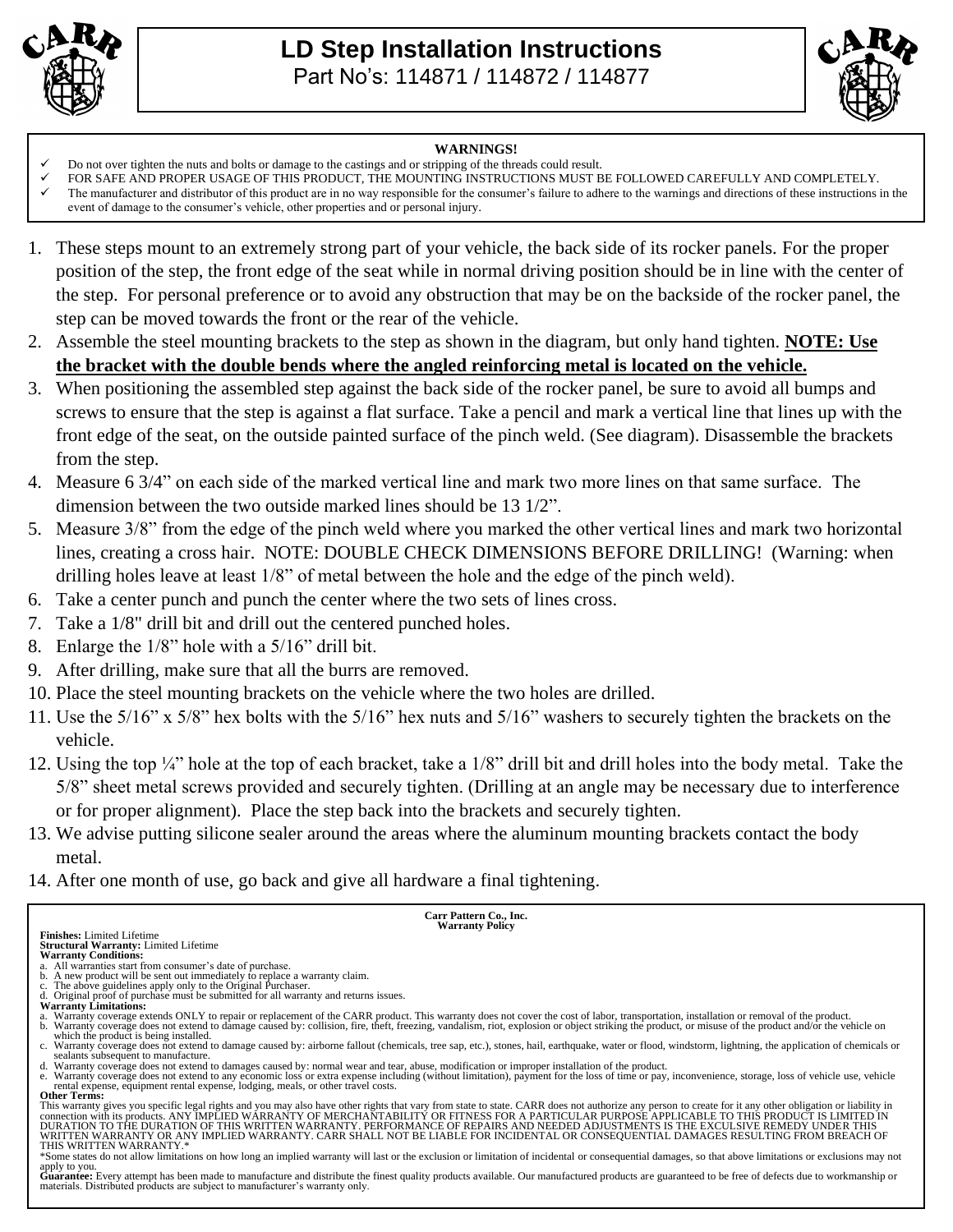# LD Step Installation Instructions

Part No's: 114871 / 114872 / 114877

**WARNINGS!**

- Do not over tighten the nuts and bolts or damage to the castings and or stripping of the threads could result.
- FOR SAFE AND PROPER USAGE OF THIS PRODUCT, THE MOUNTING INSTRUCTIONS MUST BE FOLLOWED CAREFULLY AND COMPLETELY.
- The manufacturer and distributor of this product are in no way responsible for the consumer's failure to adhere to the warnings and directions of these instructions in the event of damage to the consumer's vehicle, other properties and or personal injury.

1. These steps mount to an extremely strong part of your vehicle, the back side of its rocker panels. For the proper position of the step, the front edge of the seat while in normal driving position should be in line with the center of the step. For personal preference or to avoid any obstruction that may be on the backside of the rocker panel, the step can be moved towards the front or the rear of the vehicle.
2. Assemble the steel mounting brackets to the step as shown in the diagram, but only hand tighten. **NOTE: Use the bracket with the double bends where the angled reinforcing metal is located on the vehicle.**
3. When positioning the assembled step against the back side of the rocker panel, be sure to avoid all bumps and screws to ensure that the step is against a flat surface. Take a pencil and mark a vertical line that lines up with the front edge of the seat, on the outside painted surface of the pinch weld. (See diagram). Disassemble the brackets from the step.
4. Measure 6 3/4" on each side of the marked vertical line and mark two more lines on that same surface. The dimension between the two outside marked lines should be 13 1/2".
5. Measure 3/8" from the edge of the pinch weld where you marked the other vertical lines and mark two horizontal lines, creating a cross hair. NOTE: DOUBLE CHECK DIMENSIONS BEFORE DRILLING! (Warning: when drilling holes leave at least 1/8" of metal between the hole and the edge of the pinch weld).
6. Take a center punch and punch the center where the two sets of lines cross.
7. Take a 1/8" drill bit and drill out the centered punched holes.
8. Enlarge the 1/8" hole with a 5/16" drill bit.
9. After drilling, make sure that all the burrs are removed.
10. Place the steel mounting brackets on the vehicle where the two holes are drilled.
11. Use the 5/16" x 5/8" hex bolts with the 5/16" hex nuts and 5/16" washers to securely tighten the brackets on the vehicle.
12. Using the top ¼" hole at the top of each bracket, take a 1/8" drill bit and drill holes into the body metal. Take the 5/8" sheet metal screws provided and securely tighten. (Drilling at an angle may be necessary due to interference or for proper alignment). Place the step back into the brackets and securely tighten.
13. We advise putting silicone sealer around the areas where the aluminum mounting brackets contact the body metal.
14. After one month of use, go back and give all hardware a final tightening.

**Carr Pattern Co., Inc.**
**Warranty Policy**

**Finishes:** Limited Lifetime
**Structural Warranty:** Limited Lifetime
**Warranty Conditions:**

a. All warranties start from consumer's date of purchase.
b. A new product will be sent out immediately to replace a warranty claim.
c. The above guidelines apply only to the Original Purchaser.
d. Original proof of purchase must be submitted for all warranty and returns issues.

**Warranty Limitations:**

a. Warranty coverage extends ONLY to repair or replacement of the CARR product. This warranty does not cover the cost of labor, transportation, installation or removal of the product.
b. Warranty coverage does not extend to damage caused by: collision, fire, theft, freezing, vandalism, riot, explosion or object striking the product, or misuse of the product and/or the vehicle on which the product is being installed.
c. Warranty coverage does not extend to damage caused by: airborne fallout (chemicals, tree sap, etc.), stones, hail, earthquake, water or flood, windstorm, lightning, the application of chemicals or sealants subsequent to manufacture.
d. Warranty coverage does not extend to damages caused by: normal wear and tear, abuse, modification or improper installation of the product.
e. Warranty coverage does not extend to any economic loss or extra expense including (without limitation), payment for the loss of time or pay, inconvenience, storage, loss of vehicle use, vehicle rental expense, equipment rental expense, lodging, meals, or other travel costs.

**Other Terms:**

This warranty gives you specific legal rights and you may also have other rights that vary from state to state. CARR does not authorize any person to create for it any other obligation or liability in connection with its products. ANY IMPLIED WARRANTY OF MERCHANTABILITY OR FITNESS FOR A PARTICULAR PURPOSE APPLICABLE TO THIS PRODUCT IS LIMITED IN DURATION TO THE DURATION OF THIS WRITTEN WARRANTY. PERFORMANCE OF REPAIRS AND NEEDED ADJUSTMENTS IS THE EXCULSIVE REMEDY UNDER THIS WRITTEN WARRANTY OR ANY IMPLIED WARRANTY. CARR SHALL NOT BE LIABLE FOR INCIDENTAL OR CONSEQUENTIAL DAMAGES RESULTING FROM BREACH OF THIS WRITTEN WARRANTY.*

*Some states do not allow limitations on how long an implied warranty will last or the exclusion or limitation of incidental or consequential damages, so that above limitations or exclusions may not apply to you.

**Guarantee:** Every attempt has been made to manufacture and distribute the finest quality products available. Our manufactured products are guaranteed to be free of defects due to workmanship or materials. Distributed products are subject to manufacturer's warranty only.